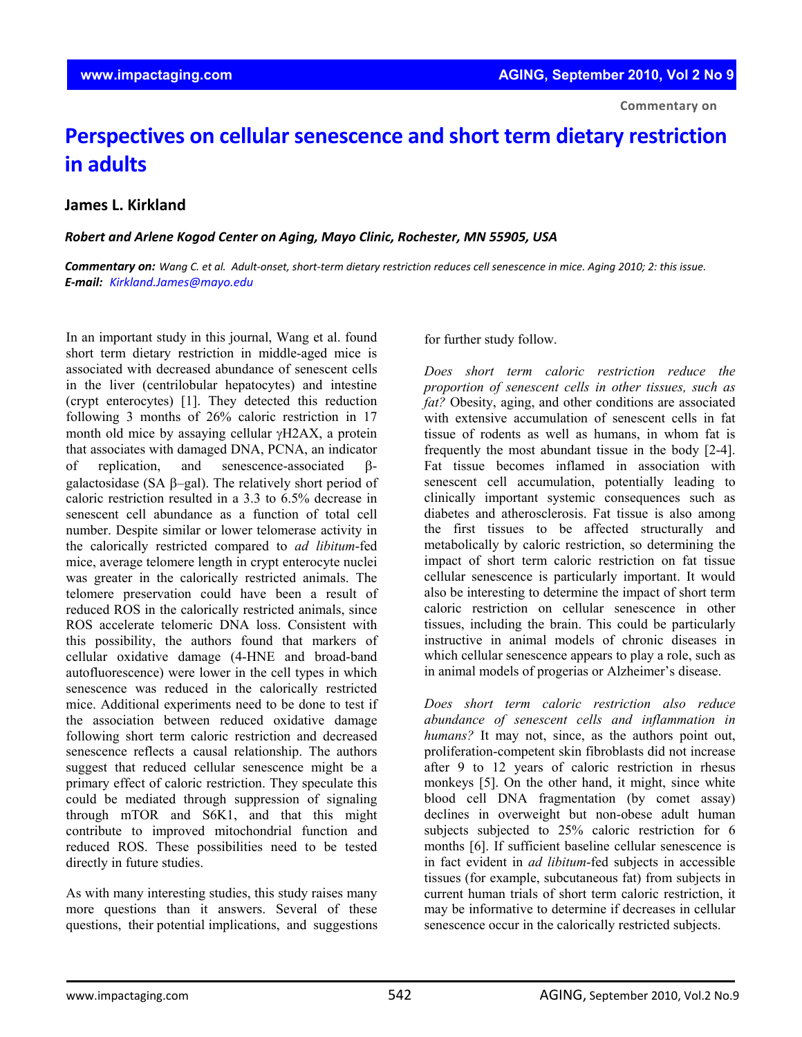Commentary on

# Perspectives on cellular senescence and short term dietary restriction in adults

## James L. Kirkland

*Robert and Arlene Kogod Center on Aging, Mayo Clinic, Rochester, MN 55905, USA*

***Commentary on:*** *Wang C. et al. Adult-onset, short-term dietary restriction reduces cell senescence in mice. Aging 2010; 2: this issue.*
***E-mail:*** *Kirkland.James@mayo.edu*

In an important study in this journal, Wang et al. found short term dietary restriction in middle-aged mice is associated with decreased abundance of senescent cells in the liver (centrilobular hepatocytes) and intestine (crypt enterocytes) [1]. They detected this reduction following 3 months of 26% caloric restriction in 17 month old mice by assaying cellular γH2AX, a protein that associates with damaged DNA, PCNA, an indicator of replication, and senescence-associated β-galactosidase (SA β–gal). The relatively short period of caloric restriction resulted in a 3.3 to 6.5% decrease in senescent cell abundance as a function of total cell number. Despite similar or lower telomerase activity in the calorically restricted compared to *ad libitum*-fed mice, average telomere length in crypt enterocyte nuclei was greater in the calorically restricted animals. The telomere preservation could have been a result of reduced ROS in the calorically restricted animals, since ROS accelerate telomeric DNA loss. Consistent with this possibility, the authors found that markers of cellular oxidative damage (4-HNE and broad-band autofluorescence) were lower in the cell types in which senescence was reduced in the calorically restricted mice. Additional experiments need to be done to test if the association between reduced oxidative damage following short term caloric restriction and decreased senescence reflects a causal relationship. The authors suggest that reduced cellular senescence might be a primary effect of caloric restriction. They speculate this could be mediated through suppression of signaling through mTOR and S6K1, and that this might contribute to improved mitochondrial function and reduced ROS. These possibilities need to be tested directly in future studies.

As with many interesting studies, this study raises many more questions than it answers. Several of these questions, their potential implications, and suggestions for further study follow.

*Does short term caloric restriction reduce the proportion of senescent cells in other tissues, such as fat?* Obesity, aging, and other conditions are associated with extensive accumulation of senescent cells in fat tissue of rodents as well as humans, in whom fat is frequently the most abundant tissue in the body [2-4]. Fat tissue becomes inflamed in association with senescent cell accumulation, potentially leading to clinically important systemic consequences such as diabetes and atherosclerosis. Fat tissue is also among the first tissues to be affected structurally and metabolically by caloric restriction, so determining the impact of short term caloric restriction on fat tissue cellular senescence is particularly important. It would also be interesting to determine the impact of short term caloric restriction on cellular senescence in other tissues, including the brain. This could be particularly instructive in animal models of chronic diseases in which cellular senescence appears to play a role, such as in animal models of progerias or Alzheimer's disease.

*Does short term caloric restriction also reduce abundance of senescent cells and inflammation in humans?* It may not, since, as the authors point out, proliferation-competent skin fibroblasts did not increase after 9 to 12 years of caloric restriction in rhesus monkeys [5]. On the other hand, it might, since white blood cell DNA fragmentation (by comet assay) declines in overweight but non-obese adult human subjects subjected to 25% caloric restriction for 6 months [6]. If sufficient baseline cellular senescence is in fact evident in *ad libitum*-fed subjects in accessible tissues (for example, subcutaneous fat) from subjects in current human trials of short term caloric restriction, it may be informative to determine if decreases in cellular senescence occur in the calorically restricted subjects.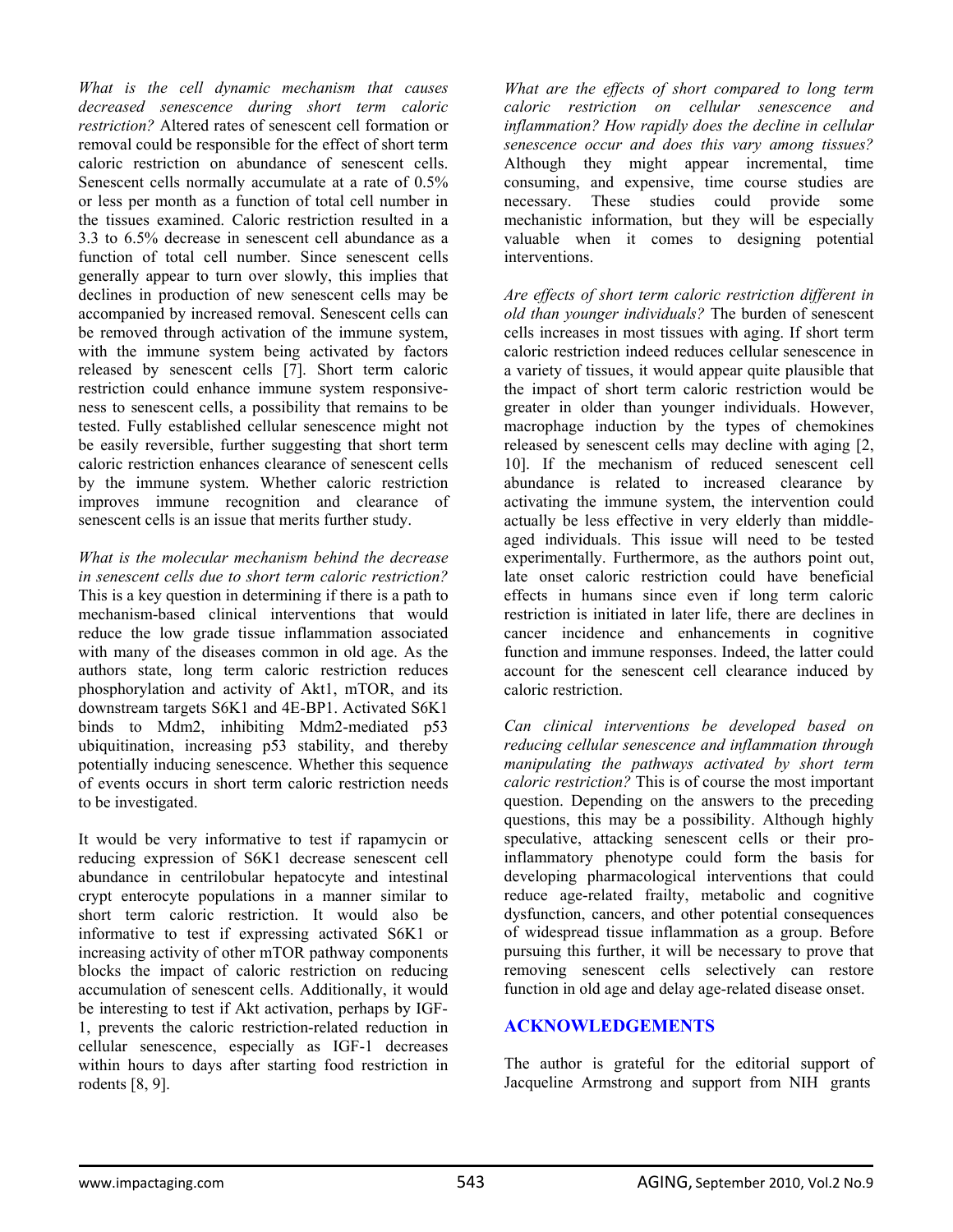*What is the cell dynamic mechanism that causes decreased senescence during short term caloric restriction?* Altered rates of senescent cell formation or removal could be responsible for the effect of short term caloric restriction on abundance of senescent cells. Senescent cells normally accumulate at a rate of 0.5% or less per month as a function of total cell number in the tissues examined. Caloric restriction resulted in a 3.3 to 6.5% decrease in senescent cell abundance as a function of total cell number. Since senescent cells generally appear to turn over slowly, this implies that declines in production of new senescent cells may be accompanied by increased removal. Senescent cells can be removed through activation of the immune system, with the immune system being activated by factors released by senescent cells [7]. Short term caloric restriction could enhance immune system responsiveness to senescent cells, a possibility that remains to be tested. Fully established cellular senescence might not be easily reversible, further suggesting that short term caloric restriction enhances clearance of senescent cells by the immune system. Whether caloric restriction improves immune recognition and clearance of senescent cells is an issue that merits further study.

*What is the molecular mechanism behind the decrease in senescent cells due to short term caloric restriction?* This is a key question in determining if there is a path to mechanism-based clinical interventions that would reduce the low grade tissue inflammation associated with many of the diseases common in old age. As the authors state, long term caloric restriction reduces phosphorylation and activity of Akt1, mTOR, and its downstream targets S6K1 and 4E-BP1. Activated S6K1 binds to Mdm2, inhibiting Mdm2-mediated p53 ubiquitination, increasing p53 stability, and thereby potentially inducing senescence. Whether this sequence of events occurs in short term caloric restriction needs to be investigated.

It would be very informative to test if rapamycin or reducing expression of S6K1 decrease senescent cell abundance in centrilobular hepatocyte and intestinal crypt enterocyte populations in a manner similar to short term caloric restriction. It would also be informative to test if expressing activated S6K1 or increasing activity of other mTOR pathway components blocks the impact of caloric restriction on reducing accumulation of senescent cells. Additionally, it would be interesting to test if Akt activation, perhaps by IGF-1, prevents the caloric restriction-related reduction in cellular senescence, especially as IGF-1 decreases within hours to days after starting food restriction in rodents [8, 9].

*What are the effects of short compared to long term caloric restriction on cellular senescence and inflammation? How rapidly does the decline in cellular senescence occur and does this vary among tissues?* Although they might appear incremental, time consuming, and expensive, time course studies are necessary. These studies could provide some mechanistic information, but they will be especially valuable when it comes to designing potential interventions.

*Are effects of short term caloric restriction different in old than younger individuals?* The burden of senescent cells increases in most tissues with aging. If short term caloric restriction indeed reduces cellular senescence in a variety of tissues, it would appear quite plausible that the impact of short term caloric restriction would be greater in older than younger individuals. However, macrophage induction by the types of chemokines released by senescent cells may decline with aging [2, 10]. If the mechanism of reduced senescent cell abundance is related to increased clearance by activating the immune system, the intervention could actually be less effective in very elderly than middle-aged individuals. This issue will need to be tested experimentally. Furthermore, as the authors point out, late onset caloric restriction could have beneficial effects in humans since even if long term caloric restriction is initiated in later life, there are declines in cancer incidence and enhancements in cognitive function and immune responses. Indeed, the latter could account for the senescent cell clearance induced by caloric restriction.

*Can clinical interventions be developed based on reducing cellular senescence and inflammation through manipulating the pathways activated by short term caloric restriction?* This is of course the most important question. Depending on the answers to the preceding questions, this may be a possibility. Although highly speculative, attacking senescent cells or their pro-inflammatory phenotype could form the basis for developing pharmacological interventions that could reduce age-related frailty, metabolic and cognitive dysfunction, cancers, and other potential consequences of widespread tissue inflammation as a group. Before pursuing this further, it will be necessary to prove that removing senescent cells selectively can restore function in old age and delay age-related disease onset.

## ACKNOWLEDGEMENTS

The author is grateful for the editorial support of Jacqueline Armstrong and support from NIH grants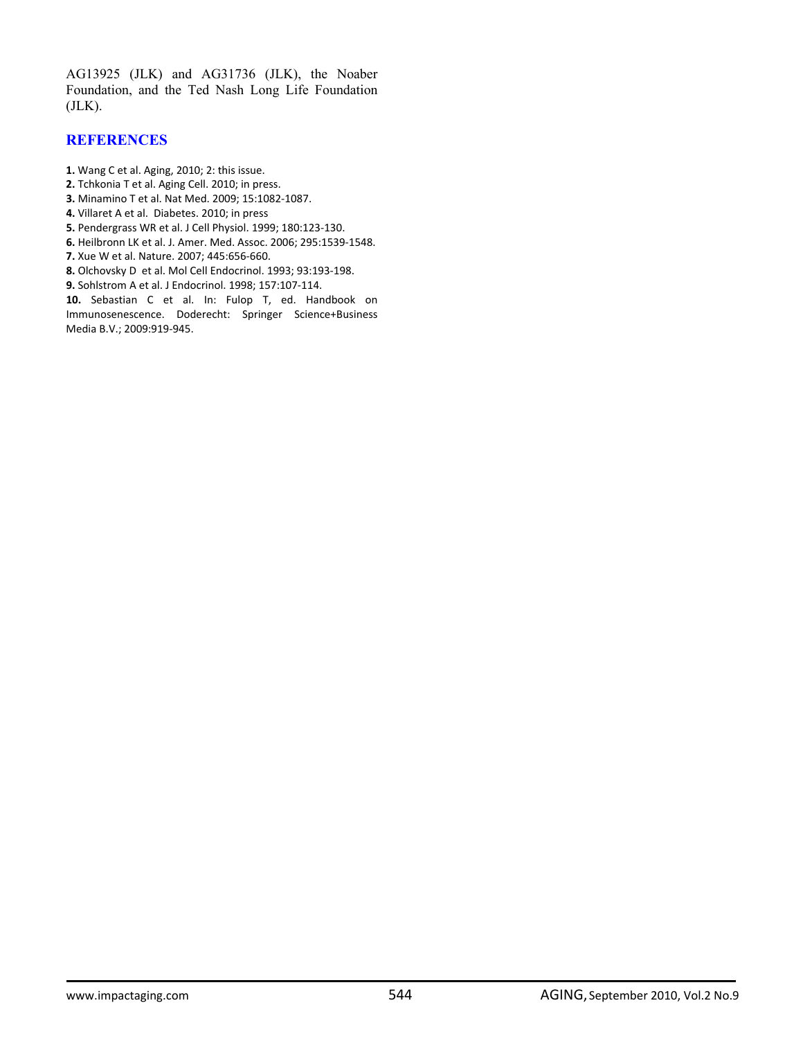AG13925 (JLK) and AG31736 (JLK), the Noaber Foundation, and the Ted Nash Long Life Foundation (JLK).

## REFERENCES

**1.** Wang C et al. Aging, 2010; 2: this issue.

**2.** Tchkonia T et al. Aging Cell. 2010; in press.

**3.** Minamino T et al. Nat Med. 2009; 15:1082-1087.

**4.** Villaret A et al. Diabetes. 2010; in press

**5.** Pendergrass WR et al. J Cell Physiol. 1999; 180:123-130.

**6.** Heilbronn LK et al. J. Amer. Med. Assoc. 2006; 295:1539-1548.

**7.** Xue W et al. Nature. 2007; 445:656-660.

**8.** Olchovsky D et al. Mol Cell Endocrinol. 1993; 93:193-198.

**9.** Sohlstrom A et al. J Endocrinol. 1998; 157:107-114.

**10.** Sebastian C et al. In: Fulop T, ed. Handbook on Immunosenescence. Doderecht: Springer Science+Business Media B.V.; 2009:919-945.